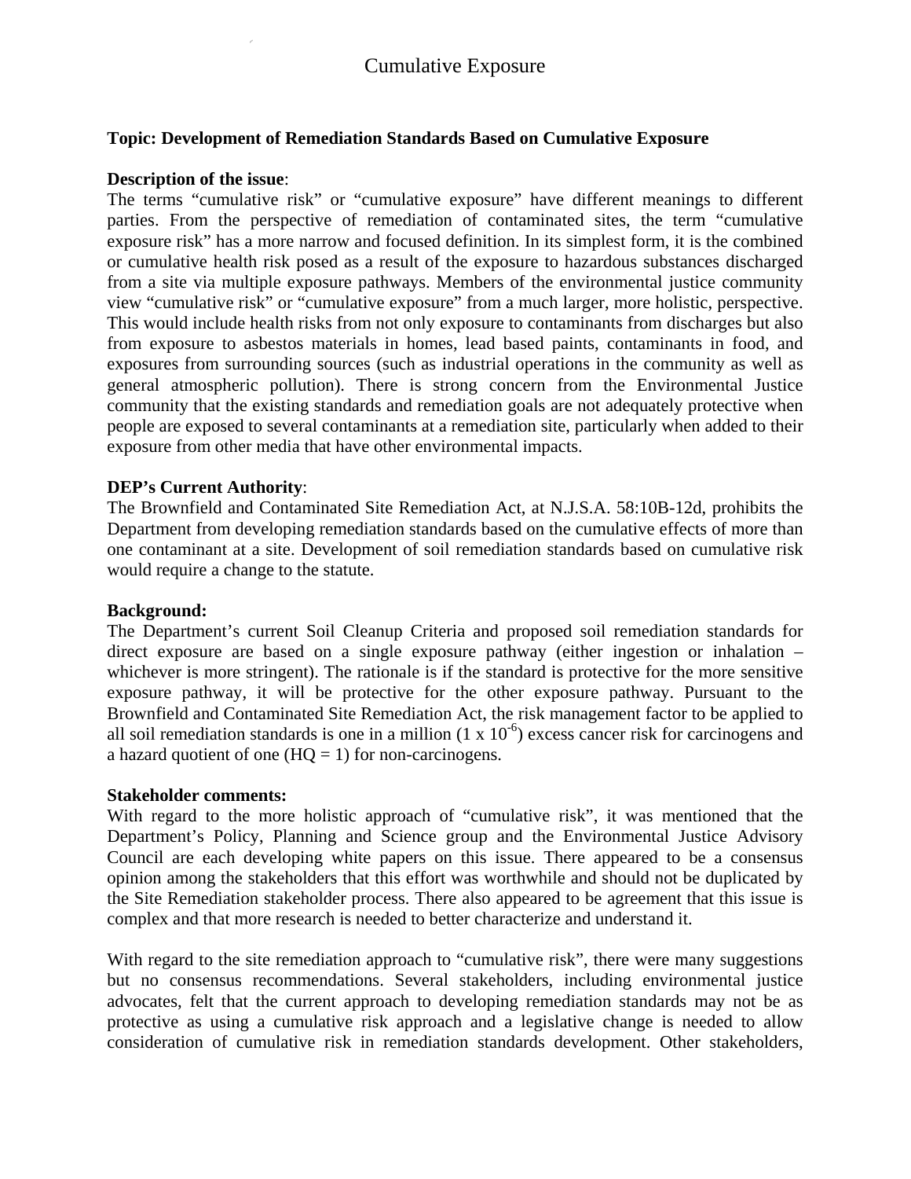# Cumulative Exposure

**Topic: Development of Remediation Standards Based on Cumulative Exposure**

**Description of the issue**:

The terms "cumulative risk" or "cumulative exposure" have different meanings to different parties. From the perspective of remediation of contaminated sites, the term "cumulative exposure risk" has a more narrow and focused definition. In its simplest form, it is the combined or cumulative health risk posed as a result of the exposure to hazardous substances discharged from a site via multiple exposure pathways. Members of the environmental justice community view "cumulative risk" or "cumulative exposure" from a much larger, more holistic, perspective. This would include health risks from not only exposure to contaminants from discharges but also from exposure to asbestos materials in homes, lead based paints, contaminants in food, and exposures from surrounding sources (such as industrial operations in the community as well as general atmospheric pollution). There is strong concern from the Environmental Justice community that the existing standards and remediation goals are not adequately protective when people are exposed to several contaminants at a remediation site, particularly when added to their exposure from other media that have other environmental impacts.

**DEP's Current Authority**:

The Brownfield and Contaminated Site Remediation Act, at N.J.S.A. 58:10B-12d, prohibits the Department from developing remediation standards based on the cumulative effects of more than one contaminant at a site. Development of soil remediation standards based on cumulative risk would require a change to the statute.

**Background:**

The Department's current Soil Cleanup Criteria and proposed soil remediation standards for direct exposure are based on a single exposure pathway (either ingestion or inhalation – whichever is more stringent). The rationale is if the standard is protective for the more sensitive exposure pathway, it will be protective for the other exposure pathway. Pursuant to the Brownfield and Contaminated Site Remediation Act, the risk management factor to be applied to all soil remediation standards is one in a million ($1 \times 10^{-6}$) excess cancer risk for carcinogens and a hazard quotient of one (HQ = 1) for non-carcinogens.

**Stakeholder comments:**

With regard to the more holistic approach of "cumulative risk", it was mentioned that the Department's Policy, Planning and Science group and the Environmental Justice Advisory Council are each developing white papers on this issue. There appeared to be a consensus opinion among the stakeholders that this effort was worthwhile and should not be duplicated by the Site Remediation stakeholder process. There also appeared to be agreement that this issue is complex and that more research is needed to better characterize and understand it.

With regard to the site remediation approach to "cumulative risk", there were many suggestions but no consensus recommendations. Several stakeholders, including environmental justice advocates, felt that the current approach to developing remediation standards may not be as protective as using a cumulative risk approach and a legislative change is needed to allow consideration of cumulative risk in remediation standards development. Other stakeholders,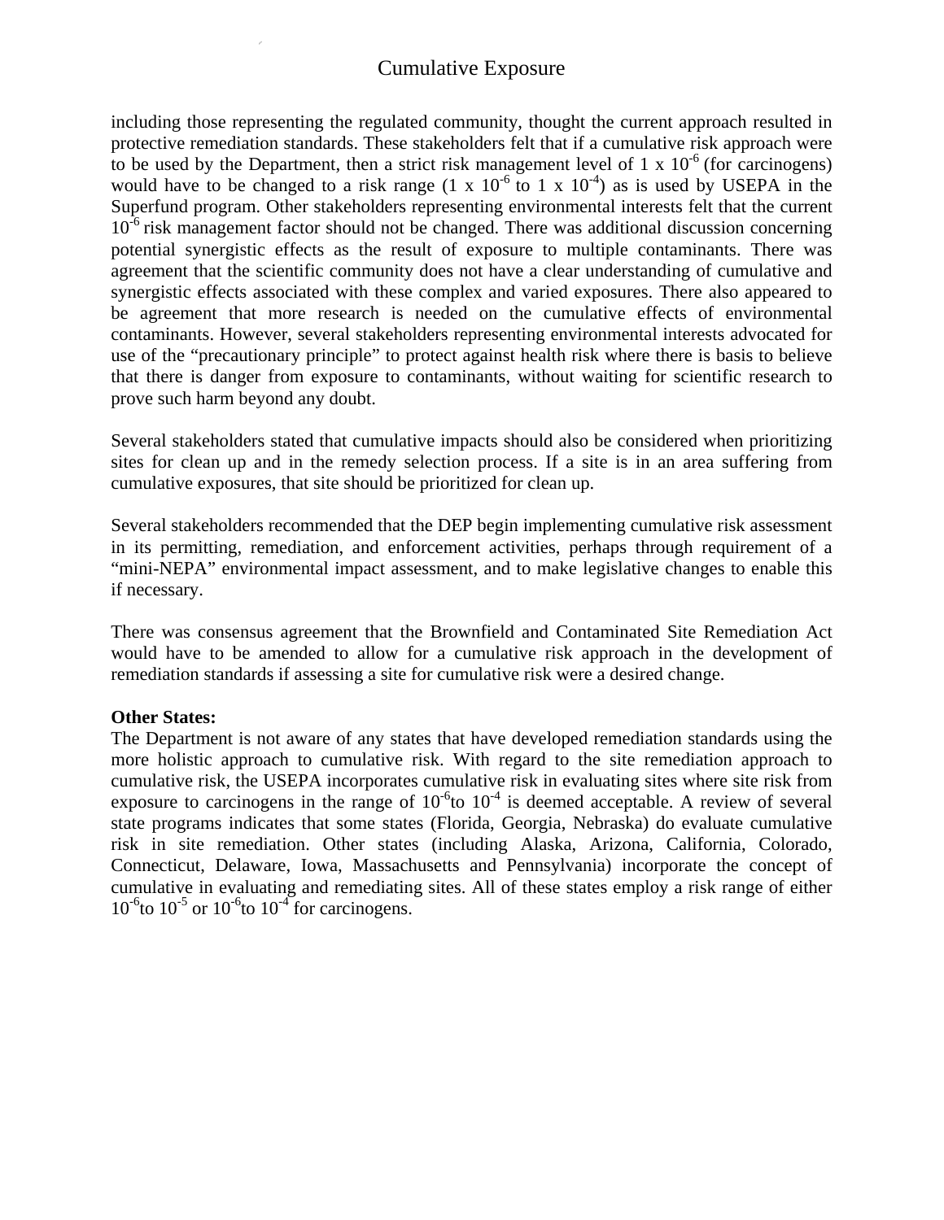including those representing the regulated community, thought the current approach resulted in protective remediation standards. These stakeholders felt that if a cumulative risk approach were to be used by the Department, then a strict risk management level of 1 x $10^{-6}$ (for carcinogens) would have to be changed to a risk range (1 x $10^{-6}$ to 1 x $10^{-4}$) as is used by USEPA in the Superfund program. Other stakeholders representing environmental interests felt that the current $10^{-6}$ risk management factor should not be changed. There was additional discussion concerning potential synergistic effects as the result of exposure to multiple contaminants. There was agreement that the scientific community does not have a clear understanding of cumulative and synergistic effects associated with these complex and varied exposures. There also appeared to be agreement that more research is needed on the cumulative effects of environmental contaminants. However, several stakeholders representing environmental interests advocated for use of the "precautionary principle" to protect against health risk where there is basis to believe that there is danger from exposure to contaminants, without waiting for scientific research to prove such harm beyond any doubt.

Several stakeholders stated that cumulative impacts should also be considered when prioritizing sites for clean up and in the remedy selection process. If a site is in an area suffering from cumulative exposures, that site should be prioritized for clean up.

Several stakeholders recommended that the DEP begin implementing cumulative risk assessment in its permitting, remediation, and enforcement activities, perhaps through requirement of a "mini-NEPA" environmental impact assessment, and to make legislative changes to enable this if necessary.

There was consensus agreement that the Brownfield and Contaminated Site Remediation Act would have to be amended to allow for a cumulative risk approach in the development of remediation standards if assessing a site for cumulative risk were a desired change.

**Other States:**
The Department is not aware of any states that have developed remediation standards using the more holistic approach to cumulative risk. With regard to the site remediation approach to cumulative risk, the USEPA incorporates cumulative risk in evaluating sites where site risk from exposure to carcinogens in the range of $10^{-6}$to $10^{-4}$ is deemed acceptable. A review of several state programs indicates that some states (Florida, Georgia, Nebraska) do evaluate cumulative risk in site remediation. Other states (including Alaska, Arizona, California, Colorado, Connecticut, Delaware, Iowa, Massachusetts and Pennsylvania) incorporate the concept of cumulative in evaluating and remediating sites. All of these states employ a risk range of either $10^{-6}$to $10^{-5}$ or $10^{-6}$to $10^{-4}$ for carcinogens.